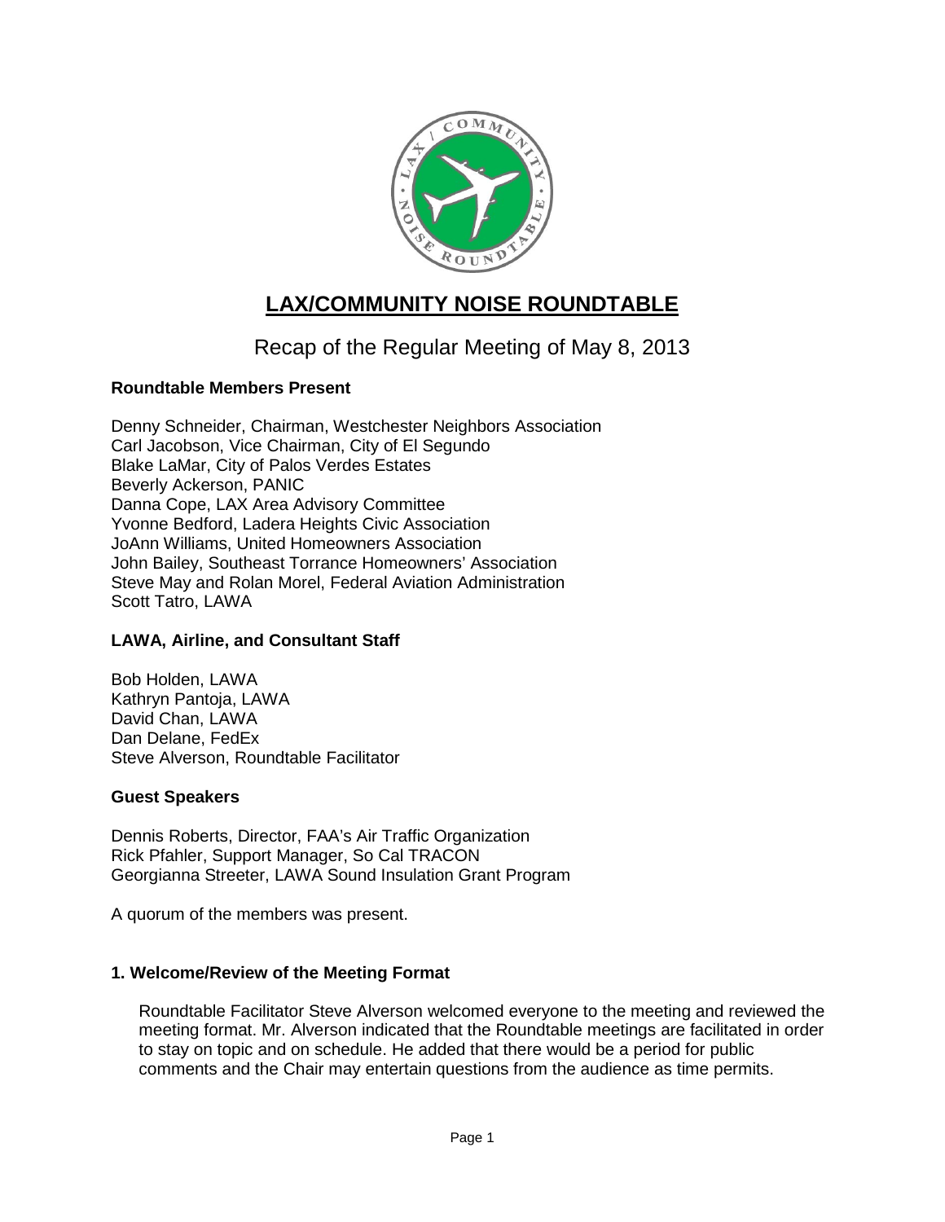# LAX/COMMUNITY NOISE ROUNDTABLE

## Recap of the Regular Meeting of May 8, 2013

### Roundtable Members Present

Denny Schneider, Chairman, Westchester Neighbors Association
Carl Jacobson, Vice Chairman, City of El Segundo
Blake LaMar, City of Palos Verdes Estates
Beverly Ackerson, PANIC
Danna Cope, LAX Area Advisory Committee
Yvonne Bedford, Ladera Heights Civic Association
JoAnn Williams, United Homeowners Association
John Bailey, Southeast Torrance Homeowners' Association
Steve May and Rolan Morel, Federal Aviation Administration
Scott Tatro, LAWA

### LAWA, Airline, and Consultant Staff

Bob Holden, LAWA
Kathryn Pantoja, LAWA
David Chan, LAWA
Dan Delane, FedEx
Steve Alverson, Roundtable Facilitator

### Guest Speakers

Dennis Roberts, Director, FAA's Air Traffic Organization
Rick Pfahler, Support Manager, So Cal TRACON
Georgianna Streeter, LAWA Sound Insulation Grant Program

A quorum of the members was present.

### 1. Welcome/Review of the Meeting Format

Roundtable Facilitator Steve Alverson welcomed everyone to the meeting and reviewed the meeting format. Mr. Alverson indicated that the Roundtable meetings are facilitated in order to stay on topic and on schedule. He added that there would be a period for public comments and the Chair may entertain questions from the audience as time permits.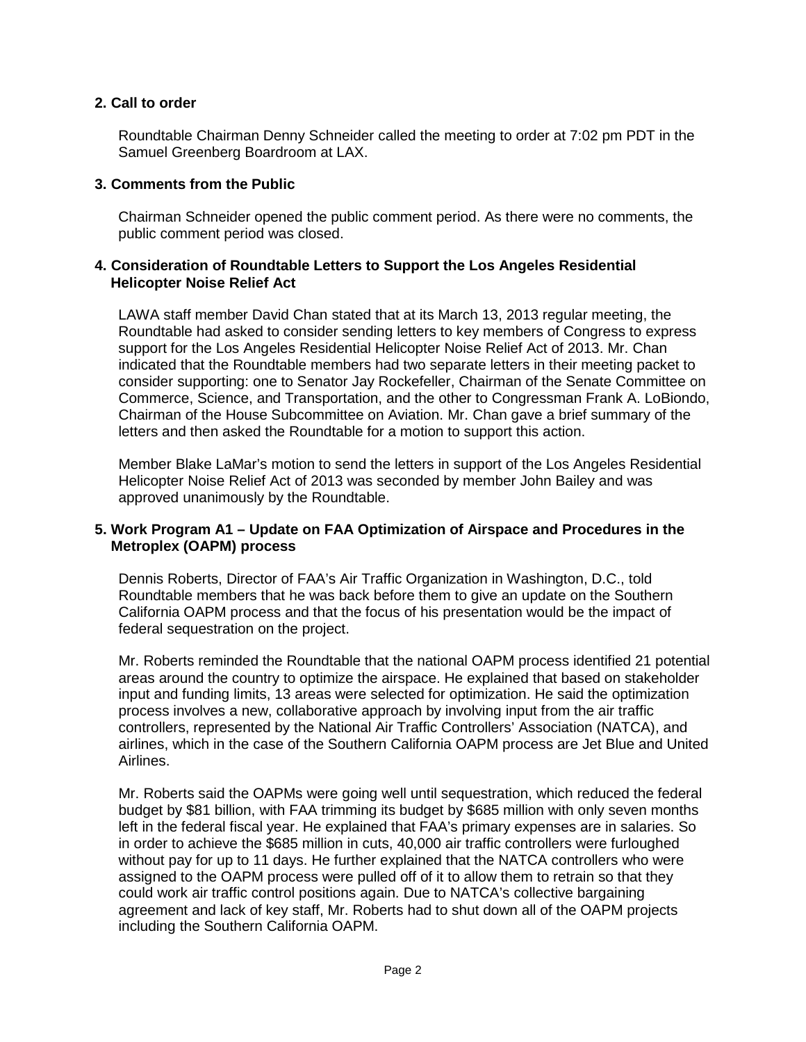## 2. Call to order

Roundtable Chairman Denny Schneider called the meeting to order at 7:02 pm PDT in the Samuel Greenberg Boardroom at LAX.

## 3. Comments from the Public

Chairman Schneider opened the public comment period. As there were no comments, the public comment period was closed.

## 4. Consideration of Roundtable Letters to Support the Los Angeles Residential Helicopter Noise Relief Act

LAWA staff member David Chan stated that at its March 13, 2013 regular meeting, the Roundtable had asked to consider sending letters to key members of Congress to express support for the Los Angeles Residential Helicopter Noise Relief Act of 2013. Mr. Chan indicated that the Roundtable members had two separate letters in their meeting packet to consider supporting: one to Senator Jay Rockefeller, Chairman of the Senate Committee on Commerce, Science, and Transportation, and the other to Congressman Frank A. LoBiondo, Chairman of the House Subcommittee on Aviation. Mr. Chan gave a brief summary of the letters and then asked the Roundtable for a motion to support this action.

Member Blake LaMar's motion to send the letters in support of the Los Angeles Residential Helicopter Noise Relief Act of 2013 was seconded by member John Bailey and was approved unanimously by the Roundtable.

## 5. Work Program A1 – Update on FAA Optimization of Airspace and Procedures in the Metroplex (OAPM) process

Dennis Roberts, Director of FAA's Air Traffic Organization in Washington, D.C., told Roundtable members that he was back before them to give an update on the Southern California OAPM process and that the focus of his presentation would be the impact of federal sequestration on the project.

Mr. Roberts reminded the Roundtable that the national OAPM process identified 21 potential areas around the country to optimize the airspace. He explained that based on stakeholder input and funding limits, 13 areas were selected for optimization. He said the optimization process involves a new, collaborative approach by involving input from the air traffic controllers, represented by the National Air Traffic Controllers' Association (NATCA), and airlines, which in the case of the Southern California OAPM process are Jet Blue and United Airlines.

Mr. Roberts said the OAPMs were going well until sequestration, which reduced the federal budget by $81 billion, with FAA trimming its budget by $685 million with only seven months left in the federal fiscal year. He explained that FAA's primary expenses are in salaries. So in order to achieve the $685 million in cuts, 40,000 air traffic controllers were furloughed without pay for up to 11 days. He further explained that the NATCA controllers who were assigned to the OAPM process were pulled off of it to allow them to retrain so that they could work air traffic control positions again. Due to NATCA's collective bargaining agreement and lack of key staff, Mr. Roberts had to shut down all of the OAPM projects including the Southern California OAPM.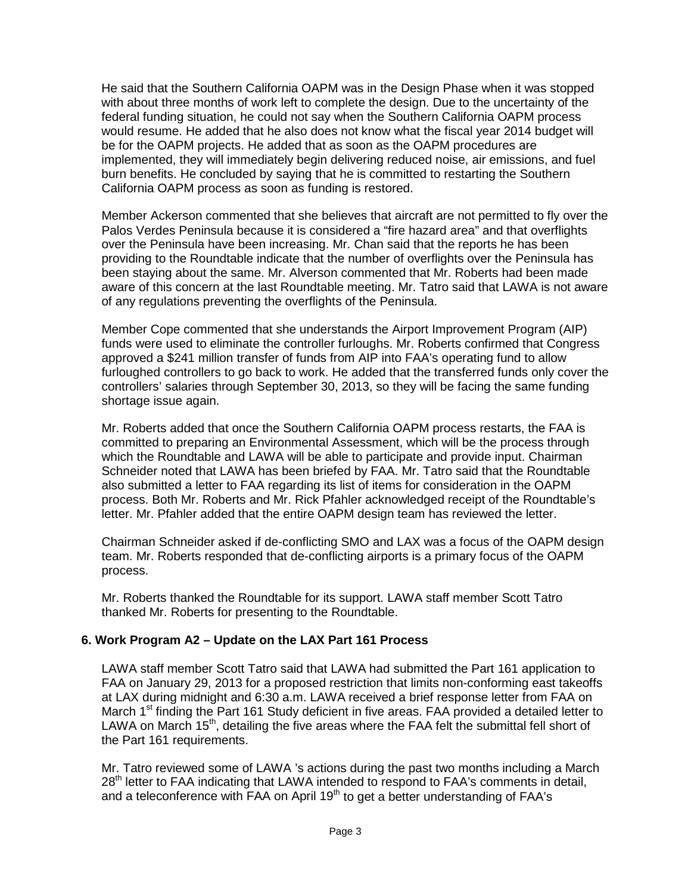He said that the Southern California OAPM was in the Design Phase when it was stopped with about three months of work left to complete the design. Due to the uncertainty of the federal funding situation, he could not say when the Southern California OAPM process would resume. He added that he also does not know what the fiscal year 2014 budget will be for the OAPM projects. He added that as soon as the OAPM procedures are implemented, they will immediately begin delivering reduced noise, air emissions, and fuel burn benefits. He concluded by saying that he is committed to restarting the Southern California OAPM process as soon as funding is restored.

Member Ackerson commented that she believes that aircraft are not permitted to fly over the Palos Verdes Peninsula because it is considered a "fire hazard area" and that overflights over the Peninsula have been increasing. Mr. Chan said that the reports he has been providing to the Roundtable indicate that the number of overflights over the Peninsula has been staying about the same. Mr. Alverson commented that Mr. Roberts had been made aware of this concern at the last Roundtable meeting. Mr. Tatro said that LAWA is not aware of any regulations preventing the overflights of the Peninsula.

Member Cope commented that she understands the Airport Improvement Program (AIP) funds were used to eliminate the controller furloughs. Mr. Roberts confirmed that Congress approved a $241 million transfer of funds from AIP into FAA's operating fund to allow furloughed controllers to go back to work. He added that the transferred funds only cover the controllers' salaries through September 30, 2013, so they will be facing the same funding shortage issue again.

Mr. Roberts added that once the Southern California OAPM process restarts, the FAA is committed to preparing an Environmental Assessment, which will be the process through which the Roundtable and LAWA will be able to participate and provide input. Chairman Schneider noted that LAWA has been briefed by FAA. Mr. Tatro said that the Roundtable also submitted a letter to FAA regarding its list of items for consideration in the OAPM process. Both Mr. Roberts and Mr. Rick Pfahler acknowledged receipt of the Roundtable's letter. Mr. Pfahler added that the entire OAPM design team has reviewed the letter.

Chairman Schneider asked if de-conflicting SMO and LAX was a focus of the OAPM design team. Mr. Roberts responded that de-conflicting airports is a primary focus of the OAPM process.

Mr. Roberts thanked the Roundtable for its support. LAWA staff member Scott Tatro thanked Mr. Roberts for presenting to the Roundtable.

## 6. Work Program A2 – Update on the LAX Part 161 Process

LAWA staff member Scott Tatro said that LAWA had submitted the Part 161 application to FAA on January 29, 2013 for a proposed restriction that limits non-conforming east takeoffs at LAX during midnight and 6:30 a.m. LAWA received a brief response letter from FAA on March 1st finding the Part 161 Study deficient in five areas. FAA provided a detailed letter to LAWA on March 15th, detailing the five areas where the FAA felt the submittal fell short of the Part 161 requirements.

Mr. Tatro reviewed some of LAWA 's actions during the past two months including a March 28th letter to FAA indicating that LAWA intended to respond to FAA's comments in detail, and a teleconference with FAA on April 19th to get a better understanding of FAA's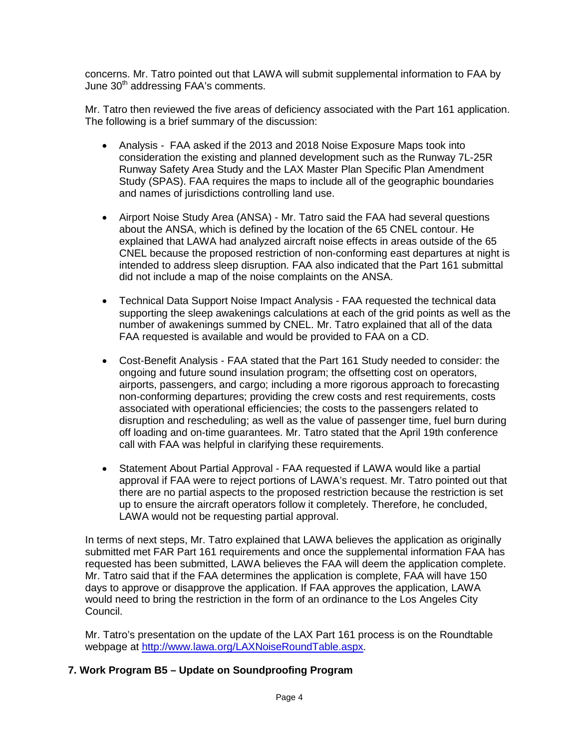concerns. Mr. Tatro pointed out that LAWA will submit supplemental information to FAA by June 30th addressing FAA's comments.

Mr. Tatro then reviewed the five areas of deficiency associated with the Part 161 application. The following is a brief summary of the discussion:

- Analysis - FAA asked if the 2013 and 2018 Noise Exposure Maps took into consideration the existing and planned development such as the Runway 7L-25R Runway Safety Area Study and the LAX Master Plan Specific Plan Amendment Study (SPAS). FAA requires the maps to include all of the geographic boundaries and names of jurisdictions controlling land use.

- Airport Noise Study Area (ANSA) - Mr. Tatro said the FAA had several questions about the ANSA, which is defined by the location of the 65 CNEL contour. He explained that LAWA had analyzed aircraft noise effects in areas outside of the 65 CNEL because the proposed restriction of non-conforming east departures at night is intended to address sleep disruption. FAA also indicated that the Part 161 submittal did not include a map of the noise complaints on the ANSA.

- Technical Data Support Noise Impact Analysis - FAA requested the technical data supporting the sleep awakenings calculations at each of the grid points as well as the number of awakenings summed by CNEL. Mr. Tatro explained that all of the data FAA requested is available and would be provided to FAA on a CD.

- Cost-Benefit Analysis - FAA stated that the Part 161 Study needed to consider: the ongoing and future sound insulation program; the offsetting cost on operators, airports, passengers, and cargo; including a more rigorous approach to forecasting non-conforming departures; providing the crew costs and rest requirements, costs associated with operational efficiencies; the costs to the passengers related to disruption and rescheduling; as well as the value of passenger time, fuel burn during off loading and on-time guarantees. Mr. Tatro stated that the April 19th conference call with FAA was helpful in clarifying these requirements.

- Statement About Partial Approval - FAA requested if LAWA would like a partial approval if FAA were to reject portions of LAWA's request. Mr. Tatro pointed out that there are no partial aspects to the proposed restriction because the restriction is set up to ensure the aircraft operators follow it completely. Therefore, he concluded, LAWA would not be requesting partial approval.

In terms of next steps, Mr. Tatro explained that LAWA believes the application as originally submitted met FAR Part 161 requirements and once the supplemental information FAA has requested has been submitted, LAWA believes the FAA will deem the application complete. Mr. Tatro said that if the FAA determines the application is complete, FAA will have 150 days to approve or disapprove the application. If FAA approves the application, LAWA would need to bring the restriction in the form of an ordinance to the Los Angeles City Council.

Mr. Tatro's presentation on the update of the LAX Part 161 process is on the Roundtable webpage at http://www.lawa.org/LAXNoiseRoundTable.aspx.

**7. Work Program B5 – Update on Soundproofing Program**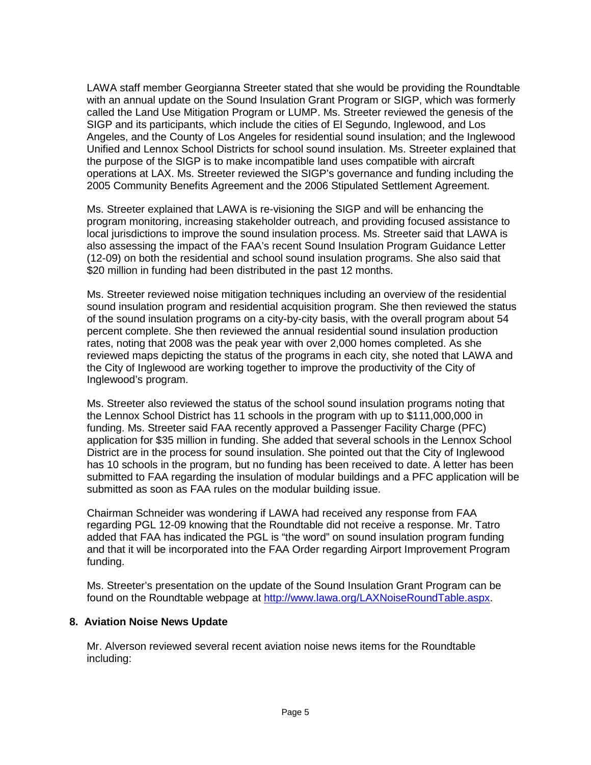LAWA staff member Georgianna Streeter stated that she would be providing the Roundtable with an annual update on the Sound Insulation Grant Program or SIGP, which was formerly called the Land Use Mitigation Program or LUMP. Ms. Streeter reviewed the genesis of the SIGP and its participants, which include the cities of El Segundo, Inglewood, and Los Angeles, and the County of Los Angeles for residential sound insulation; and the Inglewood Unified and Lennox School Districts for school sound insulation. Ms. Streeter explained that the purpose of the SIGP is to make incompatible land uses compatible with aircraft operations at LAX. Ms. Streeter reviewed the SIGP's governance and funding including the 2005 Community Benefits Agreement and the 2006 Stipulated Settlement Agreement.

Ms. Streeter explained that LAWA is re-visioning the SIGP and will be enhancing the program monitoring, increasing stakeholder outreach, and providing focused assistance to local jurisdictions to improve the sound insulation process. Ms. Streeter said that LAWA is also assessing the impact of the FAA's recent Sound Insulation Program Guidance Letter (12-09) on both the residential and school sound insulation programs. She also said that $20 million in funding had been distributed in the past 12 months.

Ms. Streeter reviewed noise mitigation techniques including an overview of the residential sound insulation program and residential acquisition program. She then reviewed the status of the sound insulation programs on a city-by-city basis, with the overall program about 54 percent complete. She then reviewed the annual residential sound insulation production rates, noting that 2008 was the peak year with over 2,000 homes completed. As she reviewed maps depicting the status of the programs in each city, she noted that LAWA and the City of Inglewood are working together to improve the productivity of the City of Inglewood's program.

Ms. Streeter also reviewed the status of the school sound insulation programs noting that the Lennox School District has 11 schools in the program with up to $111,000,000 in funding. Ms. Streeter said FAA recently approved a Passenger Facility Charge (PFC) application for $35 million in funding. She added that several schools in the Lennox School District are in the process for sound insulation. She pointed out that the City of Inglewood has 10 schools in the program, but no funding has been received to date. A letter has been submitted to FAA regarding the insulation of modular buildings and a PFC application will be submitted as soon as FAA rules on the modular building issue.

Chairman Schneider was wondering if LAWA had received any response from FAA regarding PGL 12-09 knowing that the Roundtable did not receive a response. Mr. Tatro added that FAA has indicated the PGL is "the word" on sound insulation program funding and that it will be incorporated into the FAA Order regarding Airport Improvement Program funding.

Ms. Streeter's presentation on the update of the Sound Insulation Grant Program can be found on the Roundtable webpage at http://www.lawa.org/LAXNoiseRoundTable.aspx.

## 8. Aviation Noise News Update

Mr. Alverson reviewed several recent aviation noise news items for the Roundtable including: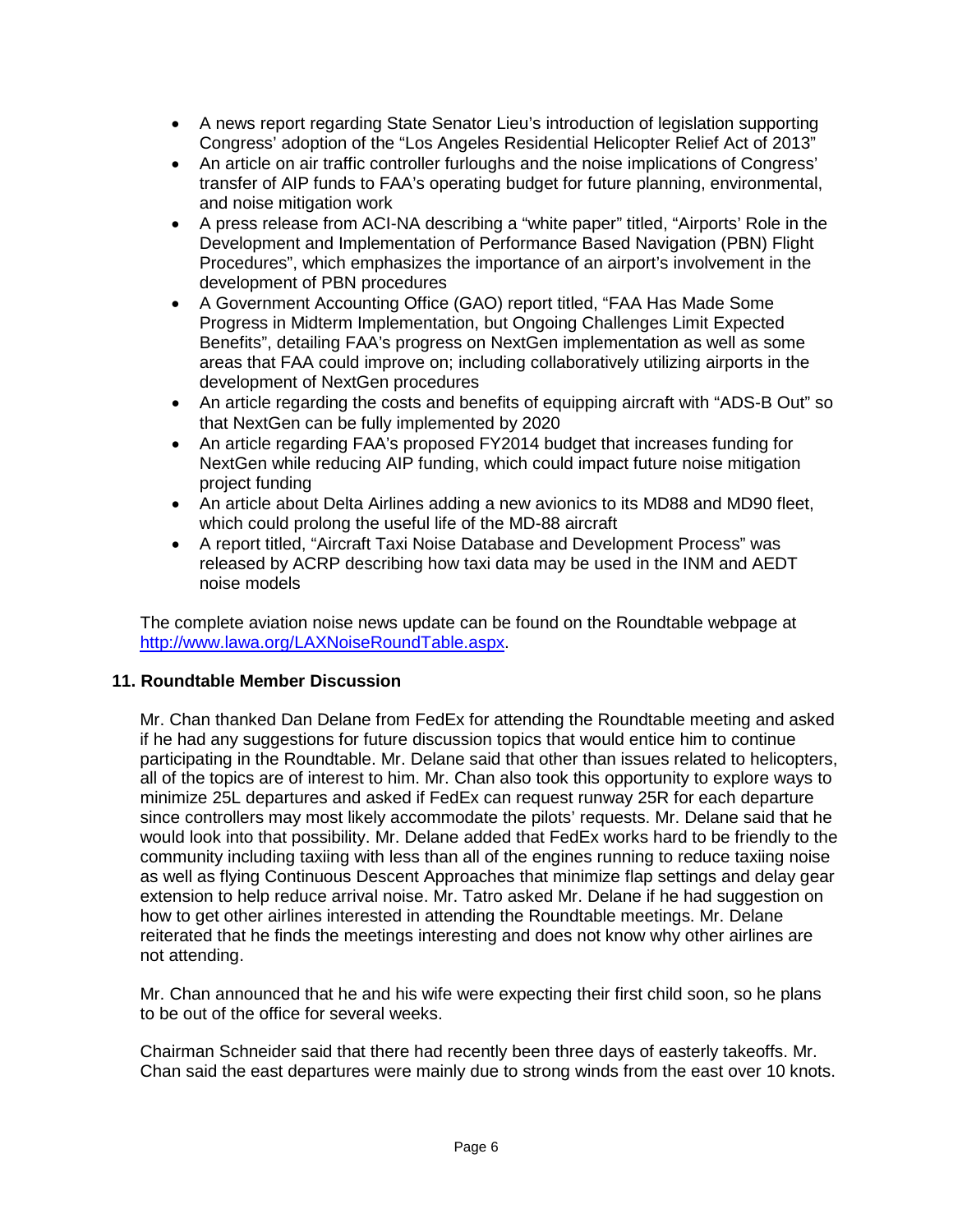- A news report regarding State Senator Lieu's introduction of legislation supporting Congress' adoption of the "Los Angeles Residential Helicopter Relief Act of 2013"
- An article on air traffic controller furloughs and the noise implications of Congress' transfer of AIP funds to FAA's operating budget for future planning, environmental, and noise mitigation work
- A press release from ACI-NA describing a "white paper" titled, "Airports' Role in the Development and Implementation of Performance Based Navigation (PBN) Flight Procedures", which emphasizes the importance of an airport's involvement in the development of PBN procedures
- A Government Accounting Office (GAO) report titled, "FAA Has Made Some Progress in Midterm Implementation, but Ongoing Challenges Limit Expected Benefits", detailing FAA's progress on NextGen implementation as well as some areas that FAA could improve on; including collaboratively utilizing airports in the development of NextGen procedures
- An article regarding the costs and benefits of equipping aircraft with "ADS-B Out" so that NextGen can be fully implemented by 2020
- An article regarding FAA's proposed FY2014 budget that increases funding for NextGen while reducing AIP funding, which could impact future noise mitigation project funding
- An article about Delta Airlines adding a new avionics to its MD88 and MD90 fleet, which could prolong the useful life of the MD-88 aircraft
- A report titled, "Aircraft Taxi Noise Database and Development Process" was released by ACRP describing how taxi data may be used in the INM and AEDT noise models

The complete aviation noise news update can be found on the Roundtable webpage at http://www.lawa.org/LAXNoiseRoundTable.aspx.

## 11. Roundtable Member Discussion

Mr. Chan thanked Dan Delane from FedEx for attending the Roundtable meeting and asked if he had any suggestions for future discussion topics that would entice him to continue participating in the Roundtable. Mr. Delane said that other than issues related to helicopters, all of the topics are of interest to him. Mr. Chan also took this opportunity to explore ways to minimize 25L departures and asked if FedEx can request runway 25R for each departure since controllers may most likely accommodate the pilots' requests. Mr. Delane said that he would look into that possibility. Mr. Delane added that FedEx works hard to be friendly to the community including taxiing with less than all of the engines running to reduce taxiing noise as well as flying Continuous Descent Approaches that minimize flap settings and delay gear extension to help reduce arrival noise. Mr. Tatro asked Mr. Delane if he had suggestion on how to get other airlines interested in attending the Roundtable meetings. Mr. Delane reiterated that he finds the meetings interesting and does not know why other airlines are not attending.

Mr. Chan announced that he and his wife were expecting their first child soon, so he plans to be out of the office for several weeks.

Chairman Schneider said that there had recently been three days of easterly takeoffs. Mr. Chan said the east departures were mainly due to strong winds from the east over 10 knots.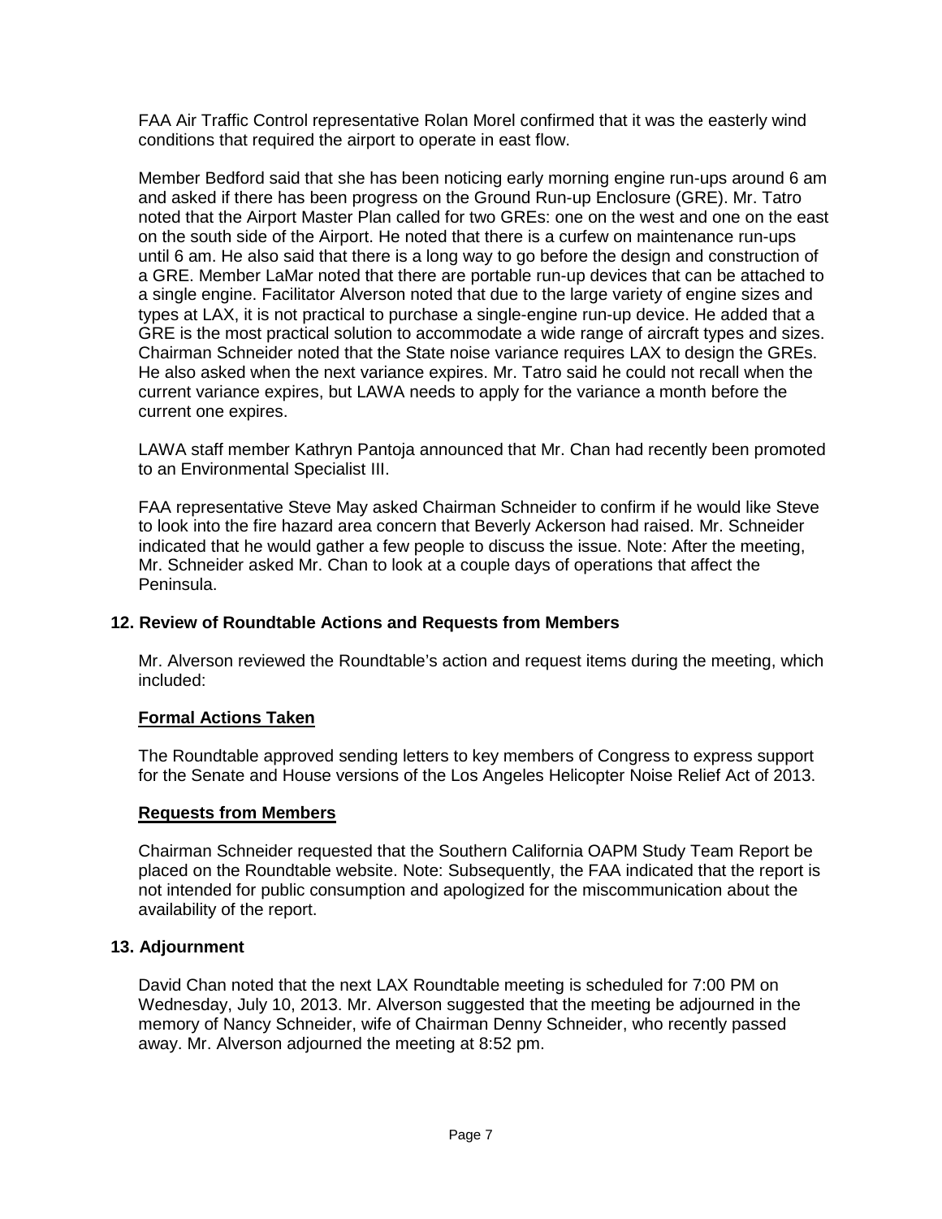FAA Air Traffic Control representative Rolan Morel confirmed that it was the easterly wind conditions that required the airport to operate in east flow.

Member Bedford said that she has been noticing early morning engine run-ups around 6 am and asked if there has been progress on the Ground Run-up Enclosure (GRE). Mr. Tatro noted that the Airport Master Plan called for two GREs: one on the west and one on the east on the south side of the Airport. He noted that there is a curfew on maintenance run-ups until 6 am. He also said that there is a long way to go before the design and construction of a GRE. Member LaMar noted that there are portable run-up devices that can be attached to a single engine. Facilitator Alverson noted that due to the large variety of engine sizes and types at LAX, it is not practical to purchase a single-engine run-up device. He added that a GRE is the most practical solution to accommodate a wide range of aircraft types and sizes. Chairman Schneider noted that the State noise variance requires LAX to design the GREs. He also asked when the next variance expires. Mr. Tatro said he could not recall when the current variance expires, but LAWA needs to apply for the variance a month before the current one expires.

LAWA staff member Kathryn Pantoja announced that Mr. Chan had recently been promoted to an Environmental Specialist III.

FAA representative Steve May asked Chairman Schneider to confirm if he would like Steve to look into the fire hazard area concern that Beverly Ackerson had raised. Mr. Schneider indicated that he would gather a few people to discuss the issue. Note: After the meeting, Mr. Schneider asked Mr. Chan to look at a couple days of operations that affect the Peninsula.

## 12. Review of Roundtable Actions and Requests from Members

Mr. Alverson reviewed the Roundtable's action and request items during the meeting, which included:

**Formal Actions Taken**

The Roundtable approved sending letters to key members of Congress to express support for the Senate and House versions of the Los Angeles Helicopter Noise Relief Act of 2013.

**Requests from Members**

Chairman Schneider requested that the Southern California OAPM Study Team Report be placed on the Roundtable website. Note: Subsequently, the FAA indicated that the report is not intended for public consumption and apologized for the miscommunication about the availability of the report.

## 13. Adjournment

David Chan noted that the next LAX Roundtable meeting is scheduled for 7:00 PM on Wednesday, July 10, 2013. Mr. Alverson suggested that the meeting be adjourned in the memory of Nancy Schneider, wife of Chairman Denny Schneider, who recently passed away. Mr. Alverson adjourned the meeting at 8:52 pm.